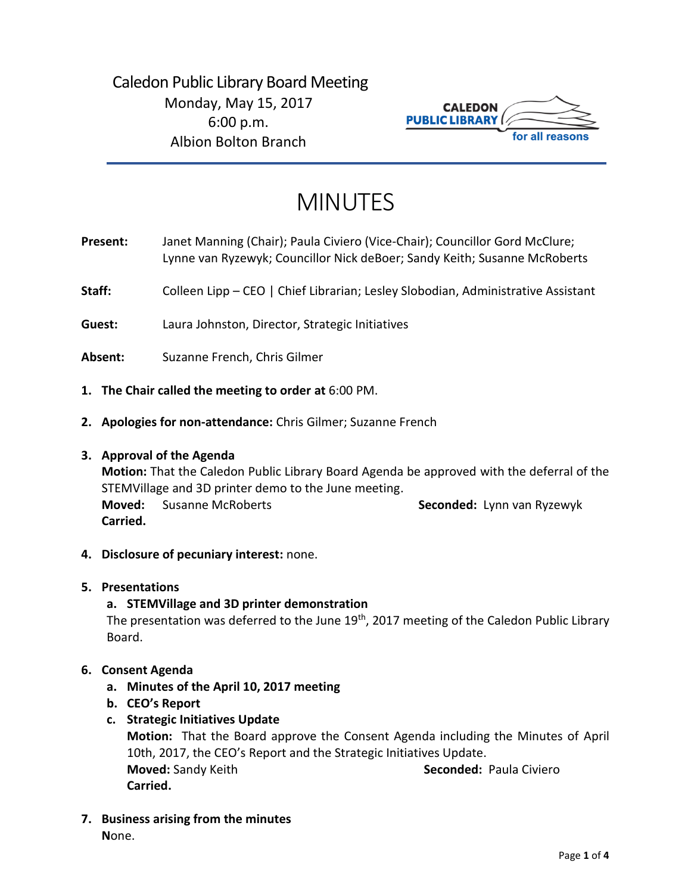Caledon Public Library Board Meeting
Monday, May 15, 2017
6:00 p.m.
Albion Bolton Branch

# MINUTES

**Present:** Janet Manning (Chair); Paula Civiero (Vice-Chair); Councillor Gord McClure; Lynne van Ryzewyk; Councillor Nick deBoer; Sandy Keith; Susanne McRoberts

**Staff:** Colleen Lipp – CEO | Chief Librarian; Lesley Slobodian, Administrative Assistant

**Guest:** Laura Johnston, Director, Strategic Initiatives

**Absent:** Suzanne French, Chris Gilmer

1. **The Chair called the meeting to order at** 6:00 PM.

2. **Apologies for non-attendance:** Chris Gilmer; Suzanne French

3. **Approval of the Agenda**
   **Motion:** That the Caledon Public Library Board Agenda be approved with the deferral of the STEMVillage and 3D printer demo to the June meeting.
   **Moved:** Susanne McRoberts **Seconded:** Lynn van Ryzewyk
   **Carried.**

4. **Disclosure of pecuniary interest:** none.

5. **Presentations**
   a. **STEMVillage and 3D printer demonstration**
   The presentation was deferred to the June 19th, 2017 meeting of the Caledon Public Library Board.

6. **Consent Agenda**
   a. **Minutes of the April 10, 2017 meeting**
   b. **CEO's Report**
   c. **Strategic Initiatives Update**
   **Motion:** That the Board approve the Consent Agenda including the Minutes of April 10th, 2017, the CEO's Report and the Strategic Initiatives Update.
   **Moved:** Sandy Keith **Seconded:** Paula Civiero
   **Carried.**

7. **Business arising from the minutes**
   None.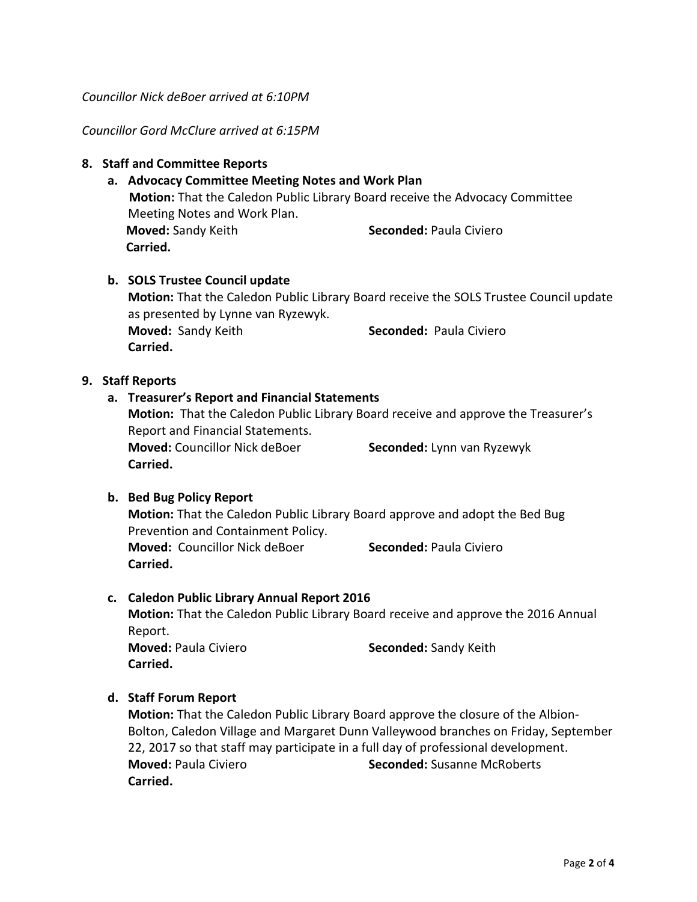*Councillor Nick deBoer arrived at 6:10PM*

*Councillor Gord McClure arrived at 6:15PM*

**8. Staff and Committee Reports**

**a. Advocacy Committee Meeting Notes and Work Plan**

**Motion:** That the Caledon Public Library Board receive the Advocacy Committee Meeting Notes and Work Plan.

**Moved:** Sandy Keith **Seconded:** Paula Civiero

**Carried.**

**b. SOLS Trustee Council update**

**Motion:** That the Caledon Public Library Board receive the SOLS Trustee Council update as presented by Lynne van Ryzewyk.

**Moved:** Sandy Keith **Seconded:** Paula Civiero

**Carried.**

**9. Staff Reports**

**a. Treasurer's Report and Financial Statements**

**Motion:** That the Caledon Public Library Board receive and approve the Treasurer's Report and Financial Statements.

**Moved:** Councillor Nick deBoer **Seconded:** Lynn van Ryzewyk

**Carried.**

**b. Bed Bug Policy Report**

**Motion:** That the Caledon Public Library Board approve and adopt the Bed Bug Prevention and Containment Policy.

**Moved:** Councillor Nick deBoer **Seconded:** Paula Civiero

**Carried.**

**c. Caledon Public Library Annual Report 2016**

**Motion:** That the Caledon Public Library Board receive and approve the 2016 Annual Report.

**Moved:** Paula Civiero **Seconded:** Sandy Keith

**Carried.**

**d. Staff Forum Report**

**Motion:** That the Caledon Public Library Board approve the closure of the Albion-Bolton, Caledon Village and Margaret Dunn Valleywood branches on Friday, September 22, 2017 so that staff may participate in a full day of professional development.

**Moved:** Paula Civiero **Seconded:** Susanne McRoberts

**Carried.**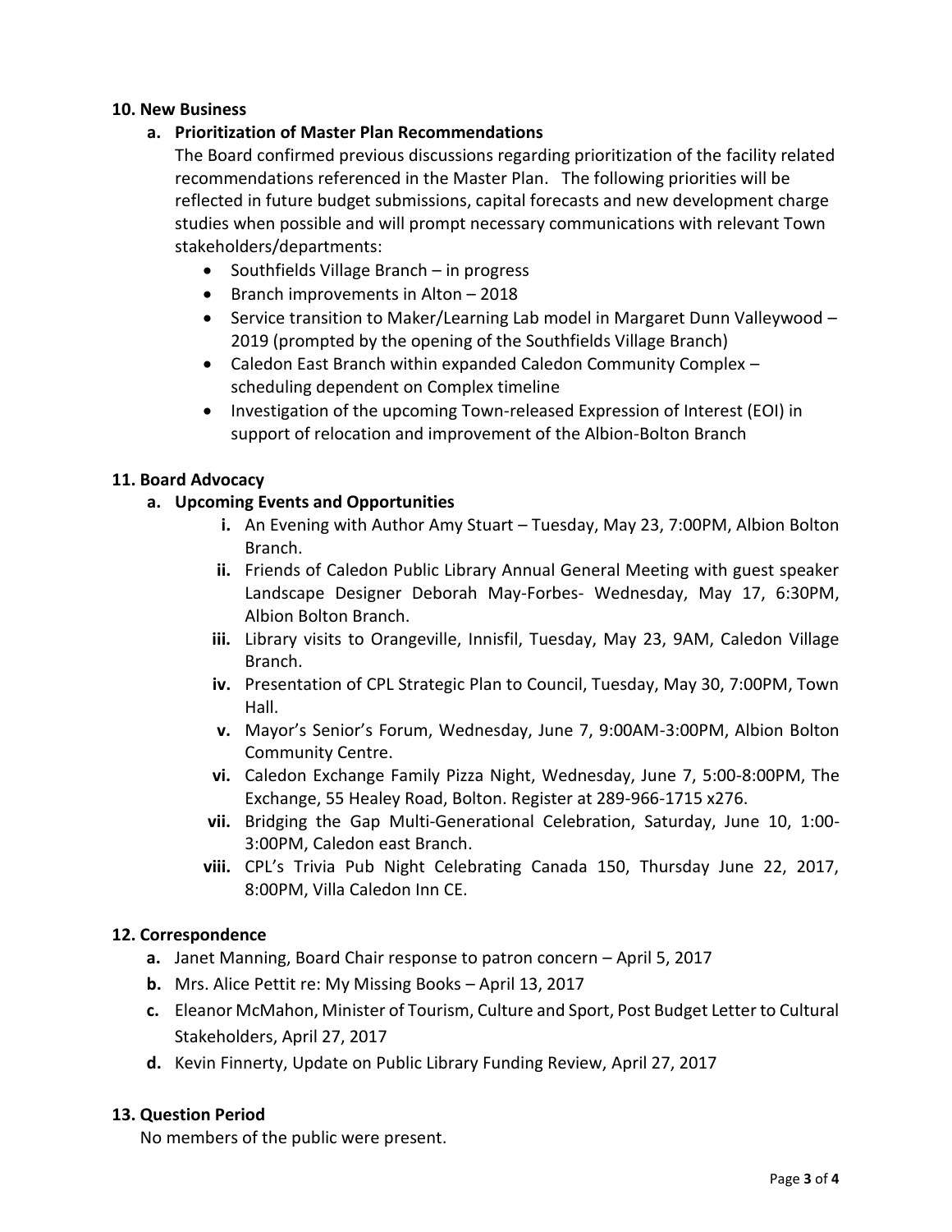**10. New Business**

**a. Prioritization of Master Plan Recommendations**

The Board confirmed previous discussions regarding prioritization of the facility related recommendations referenced in the Master Plan. The following priorities will be reflected in future budget submissions, capital forecasts and new development charge studies when possible and will prompt necessary communications with relevant Town stakeholders/departments:

- Southfields Village Branch – in progress
- Branch improvements in Alton – 2018
- Service transition to Maker/Learning Lab model in Margaret Dunn Valleywood – 2019 (prompted by the opening of the Southfields Village Branch)
- Caledon East Branch within expanded Caledon Community Complex – scheduling dependent on Complex timeline
- Investigation of the upcoming Town-released Expression of Interest (EOI) in support of relocation and improvement of the Albion-Bolton Branch

**11. Board Advocacy**

**a. Upcoming Events and Opportunities**

**i.** An Evening with Author Amy Stuart – Tuesday, May 23, 7:00PM, Albion Bolton Branch.

**ii.** Friends of Caledon Public Library Annual General Meeting with guest speaker Landscape Designer Deborah May-Forbes- Wednesday, May 17, 6:30PM, Albion Bolton Branch.

**iii.** Library visits to Orangeville, Innisfil, Tuesday, May 23, 9AM, Caledon Village Branch.

**iv.** Presentation of CPL Strategic Plan to Council, Tuesday, May 30, 7:00PM, Town Hall.

**v.** Mayor's Senior's Forum, Wednesday, June 7, 9:00AM-3:00PM, Albion Bolton Community Centre.

**vi.** Caledon Exchange Family Pizza Night, Wednesday, June 7, 5:00-8:00PM, The Exchange, 55 Healey Road, Bolton. Register at 289-966-1715 x276.

**vii.** Bridging the Gap Multi-Generational Celebration, Saturday, June 10, 1:00-3:00PM, Caledon east Branch.

**viii.** CPL's Trivia Pub Night Celebrating Canada 150, Thursday June 22, 2017, 8:00PM, Villa Caledon Inn CE.

**12. Correspondence**

**a.** Janet Manning, Board Chair response to patron concern – April 5, 2017

**b.** Mrs. Alice Pettit re: My Missing Books – April 13, 2017

**c.** Eleanor McMahon, Minister of Tourism, Culture and Sport, Post Budget Letter to Cultural Stakeholders, April 27, 2017

**d.** Kevin Finnerty, Update on Public Library Funding Review, April 27, 2017

**13. Question Period**

No members of the public were present.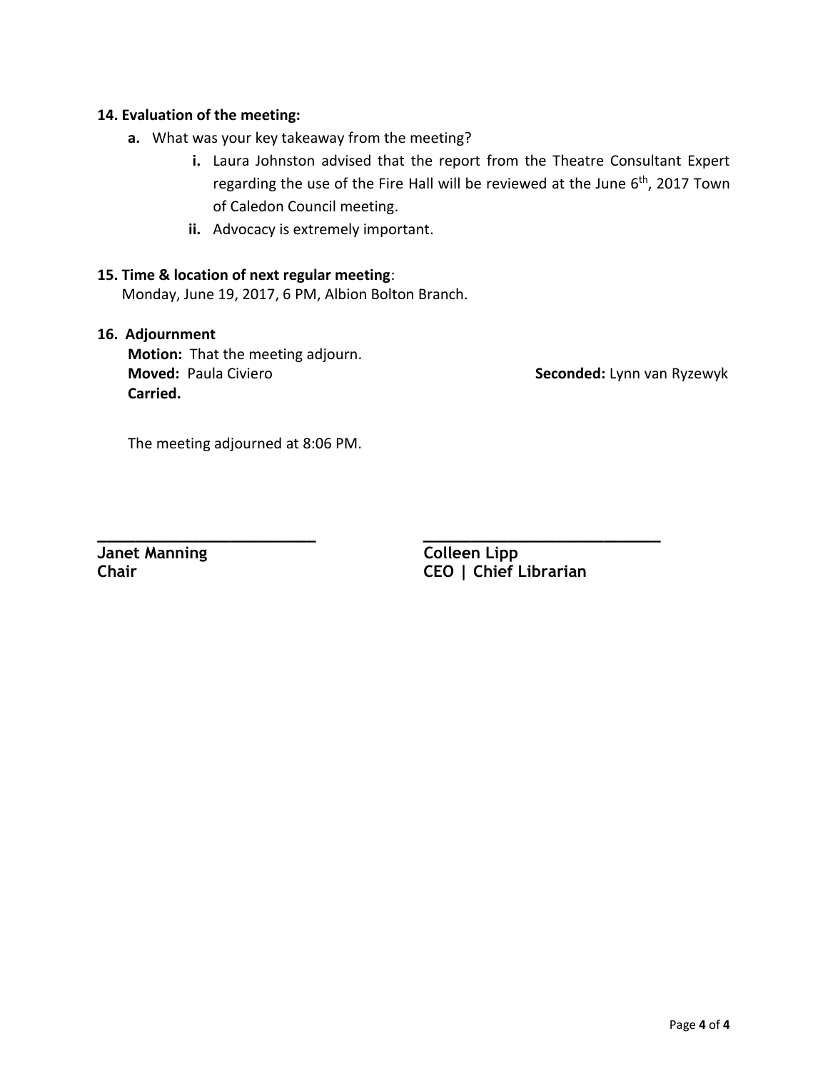**14. Evaluation of the meeting:**

**a.** What was your key takeaway from the meeting?

**i.** Laura Johnston advised that the report from the Theatre Consultant Expert regarding the use of the Fire Hall will be reviewed at the June 6th, 2017 Town of Caledon Council meeting.

**ii.** Advocacy is extremely important.

**15. Time & location of next regular meeting**:

Monday, June 19, 2017, 6 PM, Albion Bolton Branch.

**16. Adjournment**

**Motion:** That the meeting adjourn.
**Moved:** Paula Civiero **Seconded:** Lynn van Ryzewyk
**Carried.**

The meeting adjourned at 8:06 PM.

\_\_\_\_\_\_\_\_\_\_\_\_\_\_\_\_\_\_\_\_\_\_\_\_\_\_
**Janet Manning**
**Chair**

\_\_\_\_\_\_\_\_\_\_\_\_\_\_\_\_\_\_\_\_\_\_\_\_\_\_
**Colleen Lipp**
**CEO | Chief Librarian**